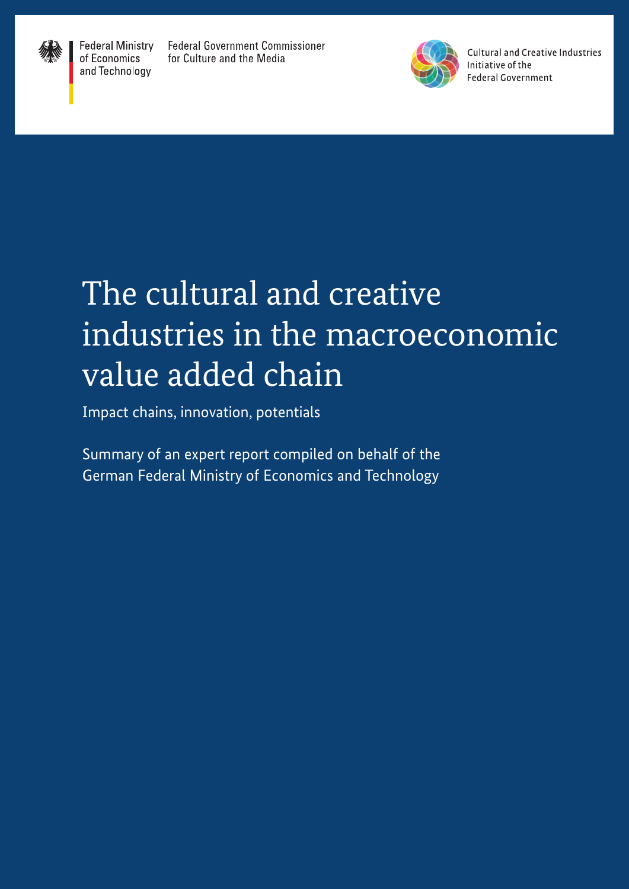Federal Ministry of Economics and Technology

Federal Government Commissioner for Culture and the Media

Cultural and Creative Industries Initiative of the Federal Government

# The cultural and creative industries in the macroeconomic value added chain

Impact chains, innovation, potentials

Summary of an expert report compiled on behalf of the German Federal Ministry of Economics and Technology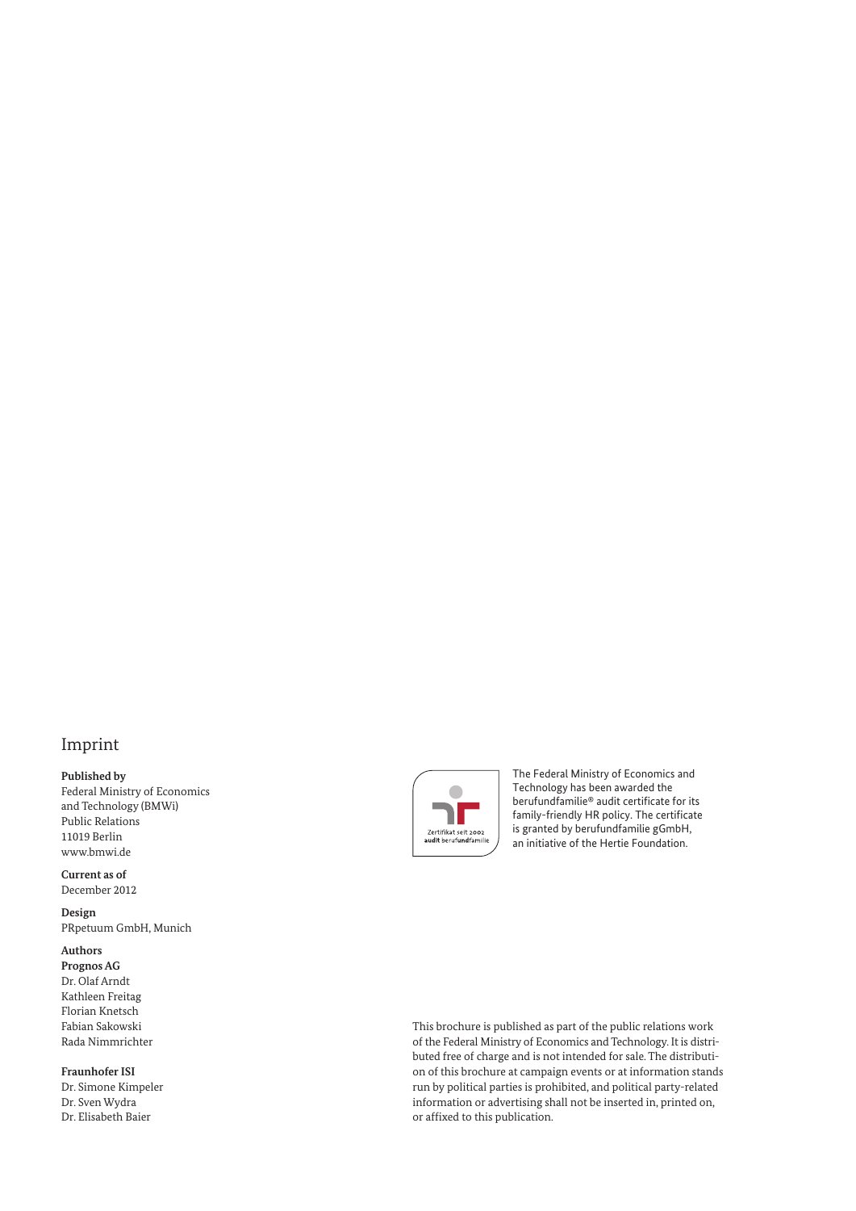# Imprint

**Published by**
Federal Ministry of Economics and Technology (BMWi)
Public Relations
11019 Berlin
www.bmwi.de

**Current as of**
December 2012

**Design**
PRpetuum GmbH, Munich

**Authors**
**Prognos AG**
Dr. Olaf Arndt
Kathleen Freitag
Florian Knetsch
Fabian Sakowski
Rada Nimmrichter

**Fraunhofer ISI**
Dr. Simone Kimpeler
Dr. Sven Wydra
Dr. Elisabeth Baier

Zertifikat seit 2002
audit berufundfamilie

The Federal Ministry of Economics and Technology has been awarded the berufundfamilie® audit certificate for its family-friendly HR policy. The certificate is granted by berufundfamilie gGmbH, an initiative of the Hertie Foundation.

This brochure is published as part of the public relations work of the Federal Ministry of Economics and Technology. It is distributed free of charge and is not intended for sale. The distribution of this brochure at campaign events or at information stands run by political parties is prohibited, and political party-related information or advertising shall not be inserted in, printed on, or affixed to this publication.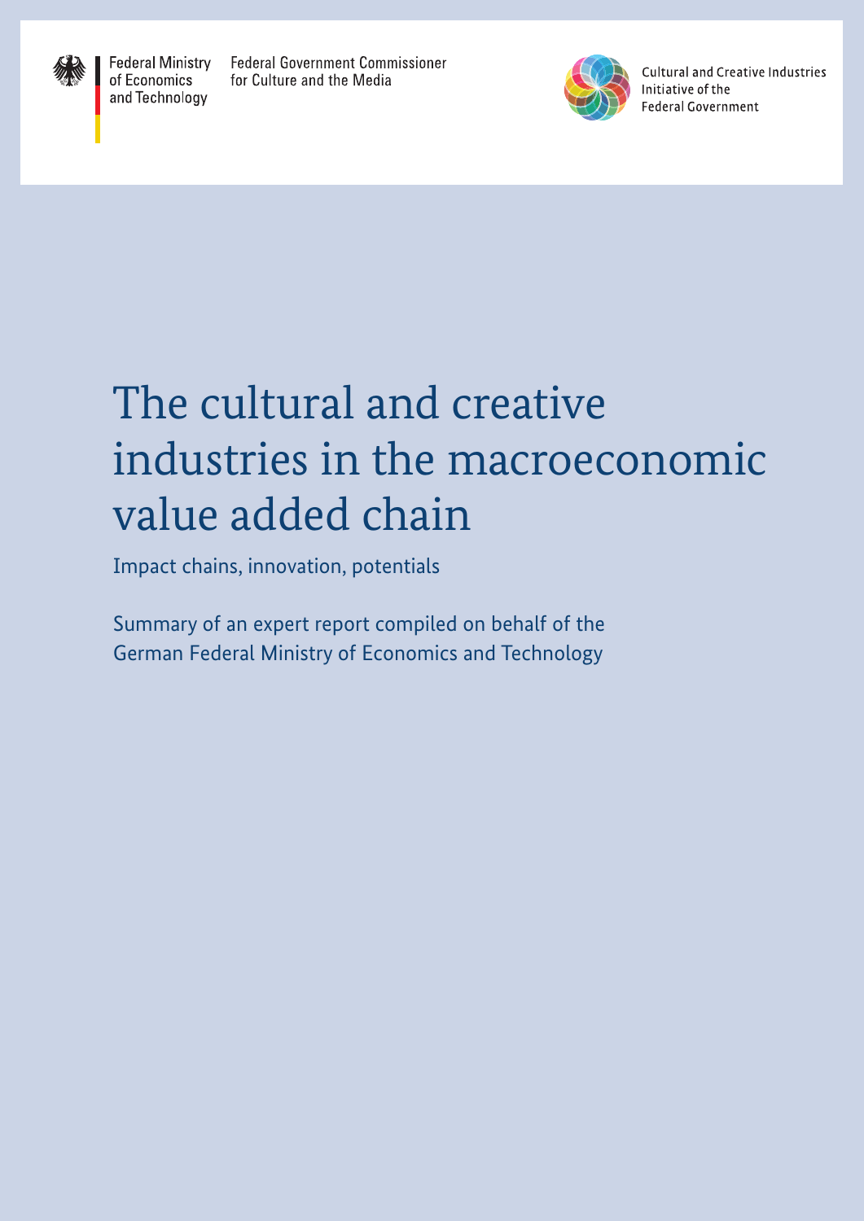Federal Ministry of Economics and Technology

Federal Government Commissioner for Culture and the Media

Cultural and Creative Industries Initiative of the Federal Government

# The cultural and creative industries in the macroeconomic value added chain

Impact chains, innovation, potentials

Summary of an expert report compiled on behalf of the German Federal Ministry of Economics and Technology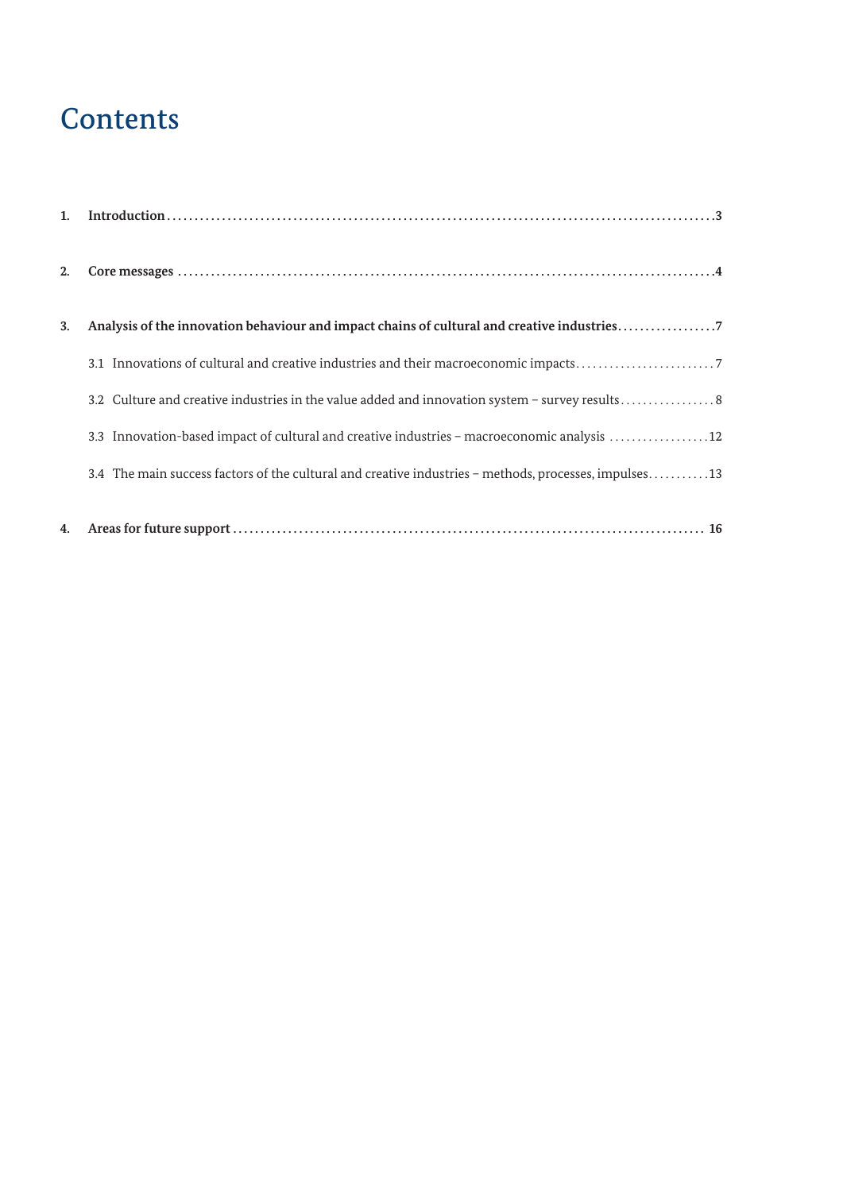# Contents

**1. Introduction** .......... 3

**2. Core messages** .......... 4

**3. Analysis of the innovation behaviour and impact chains of cultural and creative industries** .......... 7

3.1 Innovations of cultural and creative industries and their macroeconomic impacts .......... 7

3.2 Culture and creative industries in the value added and innovation system – survey results .......... 8

3.3 Innovation-based impact of cultural and creative industries – macroeconomic analysis .......... 12

3.4 The main success factors of the cultural and creative industries – methods, processes, impulses .......... 13

**4. Areas for future support** .......... 16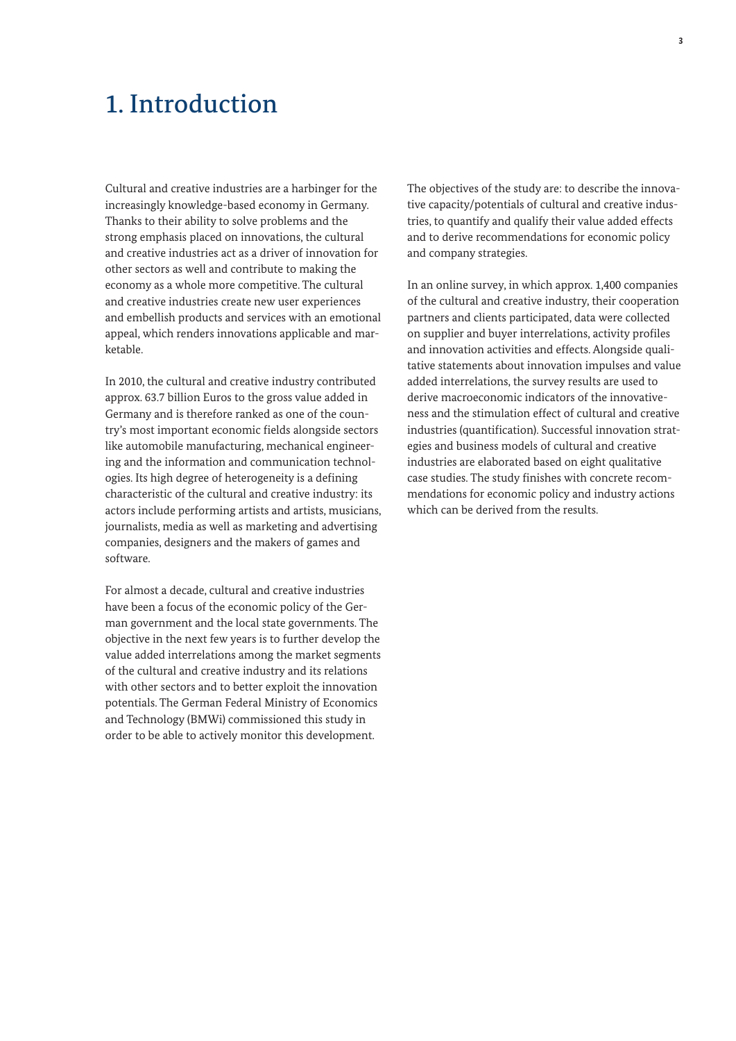# 1. Introduction

Cultural and creative industries are a harbinger for the increasingly knowledge-based economy in Germany. Thanks to their ability to solve problems and the strong emphasis placed on innovations, the cultural and creative industries act as a driver of innovation for other sectors as well and contribute to making the economy as a whole more competitive. The cultural and creative industries create new user experiences and embellish products and services with an emotional appeal, which renders innovations applicable and marketable.

In 2010, the cultural and creative industry contributed approx. 63.7 billion Euros to the gross value added in Germany and is therefore ranked as one of the country's most important economic fields alongside sectors like automobile manufacturing, mechanical engineering and the information and communication technologies. Its high degree of heterogeneity is a defining characteristic of the cultural and creative industry: its actors include performing artists and artists, musicians, journalists, media as well as marketing and advertising companies, designers and the makers of games and software.

For almost a decade, cultural and creative industries have been a focus of the economic policy of the German government and the local state governments. The objective in the next few years is to further develop the value added interrelations among the market segments of the cultural and creative industry and its relations with other sectors and to better exploit the innovation potentials. The German Federal Ministry of Economics and Technology (BMWi) commissioned this study in order to be able to actively monitor this development.

The objectives of the study are: to describe the innovative capacity/potentials of cultural and creative industries, to quantify and qualify their value added effects and to derive recommendations for economic policy and company strategies.

In an online survey, in which approx. 1,400 companies of the cultural and creative industry, their cooperation partners and clients participated, data were collected on supplier and buyer interrelations, activity profiles and innovation activities and effects. Alongside qualitative statements about innovation impulses and value added interrelations, the survey results are used to derive macroeconomic indicators of the innovativeness and the stimulation effect of cultural and creative industries (quantification). Successful innovation strategies and business models of cultural and creative industries are elaborated based on eight qualitative case studies. The study finishes with concrete recommendations for economic policy and industry actions which can be derived from the results.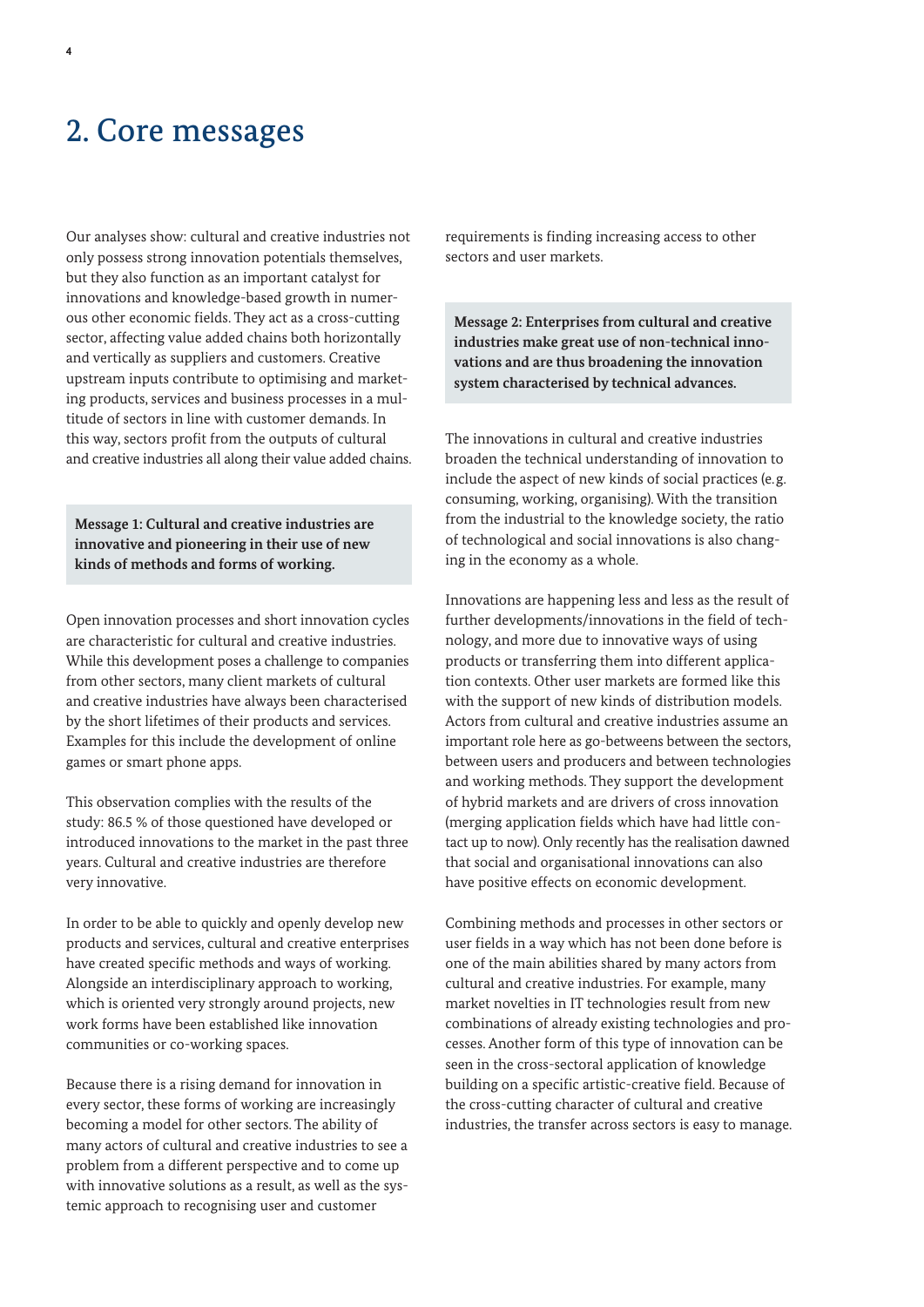# 2. Core messages

Our analyses show: cultural and creative industries not only possess strong innovation potentials themselves, but they also function as an important catalyst for innovations and knowledge-based growth in numerous other economic fields. They act as a cross-cutting sector, affecting value added chains both horizontally and vertically as suppliers and customers. Creative upstream inputs contribute to optimising and marketing products, services and business processes in a multitude of sectors in line with customer demands. In this way, sectors profit from the outputs of cultural and creative industries all along their value added chains.

**Message 1: Cultural and creative industries are innovative and pioneering in their use of new kinds of methods and forms of working.**

Open innovation processes and short innovation cycles are characteristic for cultural and creative industries. While this development poses a challenge to companies from other sectors, many client markets of cultural and creative industries have always been characterised by the short lifetimes of their products and services. Examples for this include the development of online games or smart phone apps.

This observation complies with the results of the study: 86.5 % of those questioned have developed or introduced innovations to the market in the past three years. Cultural and creative industries are therefore very innovative.

In order to be able to quickly and openly develop new products and services, cultural and creative enterprises have created specific methods and ways of working. Alongside an interdisciplinary approach to working, which is oriented very strongly around projects, new work forms have been established like innovation communities or co-working spaces.

Because there is a rising demand for innovation in every sector, these forms of working are increasingly becoming a model for other sectors. The ability of many actors of cultural and creative industries to see a problem from a different perspective and to come up with innovative solutions as a result, as well as the systemic approach to recognising user and customer requirements is finding increasing access to other sectors and user markets.

**Message 2: Enterprises from cultural and creative industries make great use of non-technical innovations and are thus broadening the innovation system characterised by technical advances.**

The innovations in cultural and creative industries broaden the technical understanding of innovation to include the aspect of new kinds of social practices (e.g. consuming, working, organising). With the transition from the industrial to the knowledge society, the ratio of technological and social innovations is also changing in the economy as a whole.

Innovations are happening less and less as the result of further developments/innovations in the field of technology, and more due to innovative ways of using products or transferring them into different application contexts. Other user markets are formed like this with the support of new kinds of distribution models. Actors from cultural and creative industries assume an important role here as go-betweens between the sectors, between users and producers and between technologies and working methods. They support the development of hybrid markets and are drivers of cross innovation (merging application fields which have had little contact up to now). Only recently has the realisation dawned that social and organisational innovations can also have positive effects on economic development.

Combining methods and processes in other sectors or user fields in a way which has not been done before is one of the main abilities shared by many actors from cultural and creative industries. For example, many market novelties in IT technologies result from new combinations of already existing technologies and processes. Another form of this type of innovation can be seen in the cross-sectoral application of knowledge building on a specific artistic-creative field. Because of the cross-cutting character of cultural and creative industries, the transfer across sectors is easy to manage.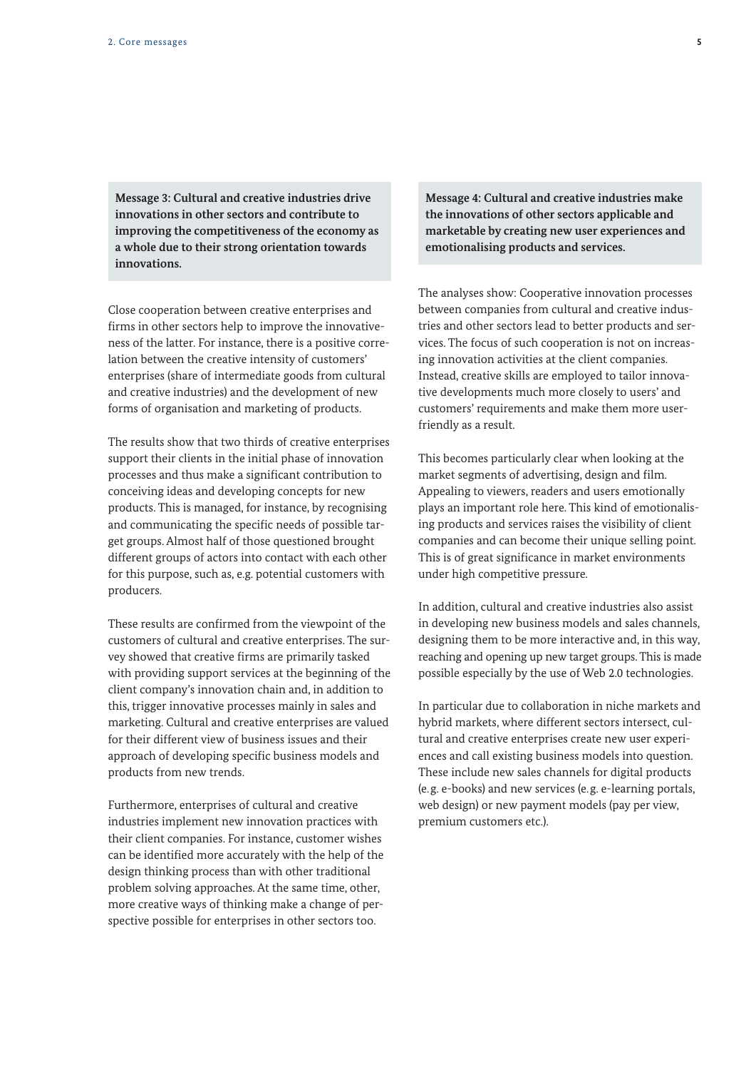**Message 3: Cultural and creative industries drive innovations in other sectors and contribute to improving the competitiveness of the economy as a whole due to their strong orientation towards innovations.**

Close cooperation between creative enterprises and firms in other sectors help to improve the innovativeness of the latter. For instance, there is a positive correlation between the creative intensity of customers' enterprises (share of intermediate goods from cultural and creative industries) and the development of new forms of organisation and marketing of products.

The results show that two thirds of creative enterprises support their clients in the initial phase of innovation processes and thus make a significant contribution to conceiving ideas and developing concepts for new products. This is managed, for instance, by recognising and communicating the specific needs of possible target groups. Almost half of those questioned brought different groups of actors into contact with each other for this purpose, such as, e.g. potential customers with producers.

These results are confirmed from the viewpoint of the customers of cultural and creative enterprises. The survey showed that creative firms are primarily tasked with providing support services at the beginning of the client company's innovation chain and, in addition to this, trigger innovative processes mainly in sales and marketing. Cultural and creative enterprises are valued for their different view of business issues and their approach of developing specific business models and products from new trends.

Furthermore, enterprises of cultural and creative industries implement new innovation practices with their client companies. For instance, customer wishes can be identified more accurately with the help of the design thinking process than with other traditional problem solving approaches. At the same time, other, more creative ways of thinking make a change of perspective possible for enterprises in other sectors too.

**Message 4: Cultural and creative industries make the innovations of other sectors applicable and marketable by creating new user experiences and emotionalising products and services.**

The analyses show: Cooperative innovation processes between companies from cultural and creative industries and other sectors lead to better products and services. The focus of such cooperation is not on increasing innovation activities at the client companies. Instead, creative skills are employed to tailor innovative developments much more closely to users' and customers' requirements and make them more user-friendly as a result.

This becomes particularly clear when looking at the market segments of advertising, design and film. Appealing to viewers, readers and users emotionally plays an important role here. This kind of emotionalising products and services raises the visibility of client companies and can become their unique selling point. This is of great significance in market environments under high competitive pressure.

In addition, cultural and creative industries also assist in developing new business models and sales channels, designing them to be more interactive and, in this way, reaching and opening up new target groups. This is made possible especially by the use of Web 2.0 technologies.

In particular due to collaboration in niche markets and hybrid markets, where different sectors intersect, cultural and creative enterprises create new user experiences and call existing business models into question. These include new sales channels for digital products (e.g. e-books) and new services (e.g. e-learning portals, web design) or new payment models (pay per view, premium customers etc.).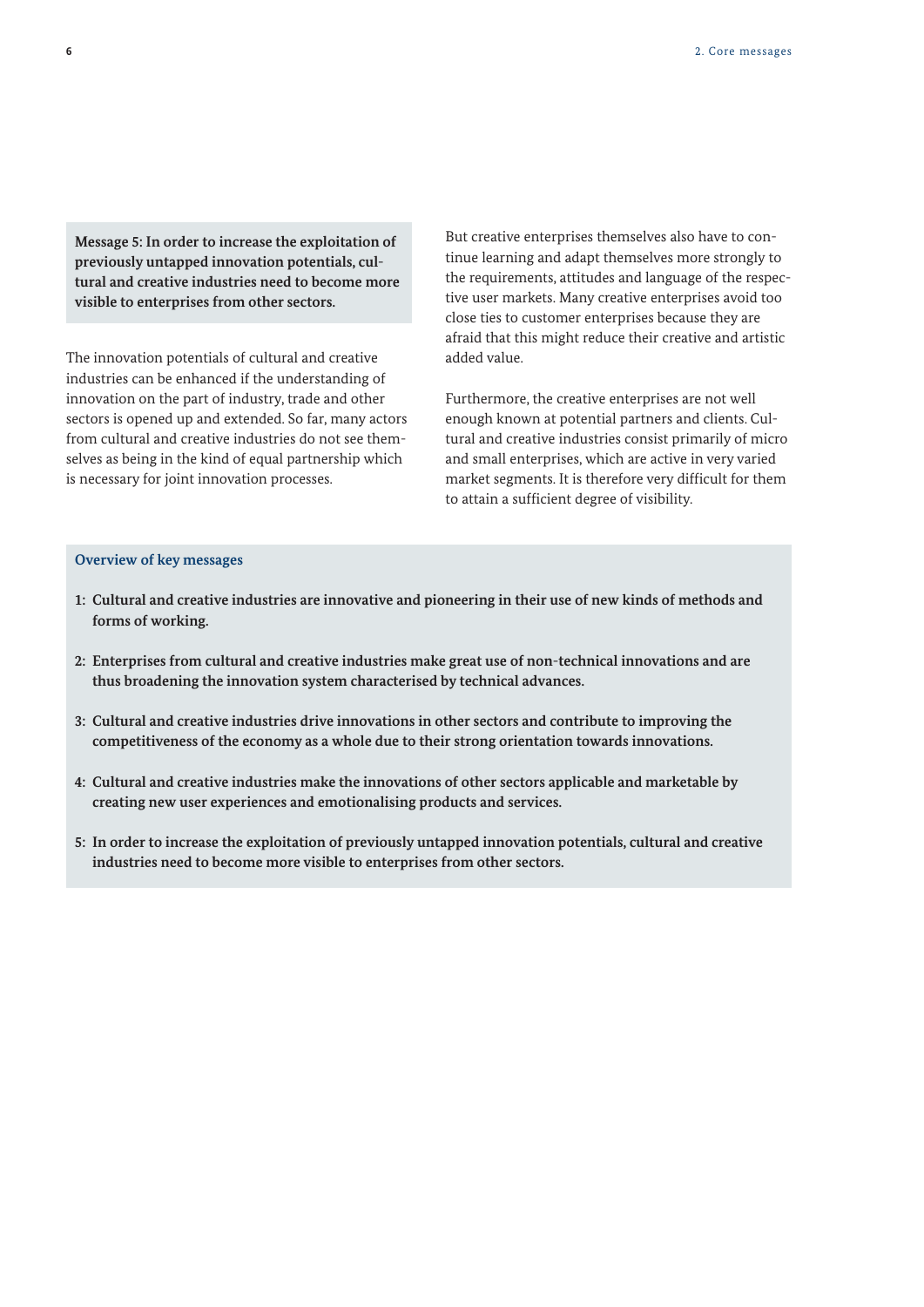**Message 5: In order to increase the exploitation of previously untapped innovation potentials, cultural and creative industries need to become more visible to enterprises from other sectors.**

The innovation potentials of cultural and creative industries can be enhanced if the understanding of innovation on the part of industry, trade and other sectors is opened up and extended. So far, many actors from cultural and creative industries do not see themselves as being in the kind of equal partnership which is necessary for joint innovation processes.

But creative enterprises themselves also have to continue learning and adapt themselves more strongly to the requirements, attitudes and language of the respective user markets. Many creative enterprises avoid too close ties to customer enterprises because they are afraid that this might reduce their creative and artistic added value.

Furthermore, the creative enterprises are not well enough known at potential partners and clients. Cultural and creative industries consist primarily of micro and small enterprises, which are active in very varied market segments. It is therefore very difficult for them to attain a sufficient degree of visibility.

**Overview of key messages**

1: **Cultural and creative industries are innovative and pioneering in their use of new kinds of methods and forms of working.**

2: **Enterprises from cultural and creative industries make great use of non-technical innovations and are thus broadening the innovation system characterised by technical advances.**

3: **Cultural and creative industries drive innovations in other sectors and contribute to improving the competitiveness of the economy as a whole due to their strong orientation towards innovations.**

4: **Cultural and creative industries make the innovations of other sectors applicable and marketable by creating new user experiences and emotionalising products and services.**

5: **In order to increase the exploitation of previously untapped innovation potentials, cultural and creative industries need to become more visible to enterprises from other sectors.**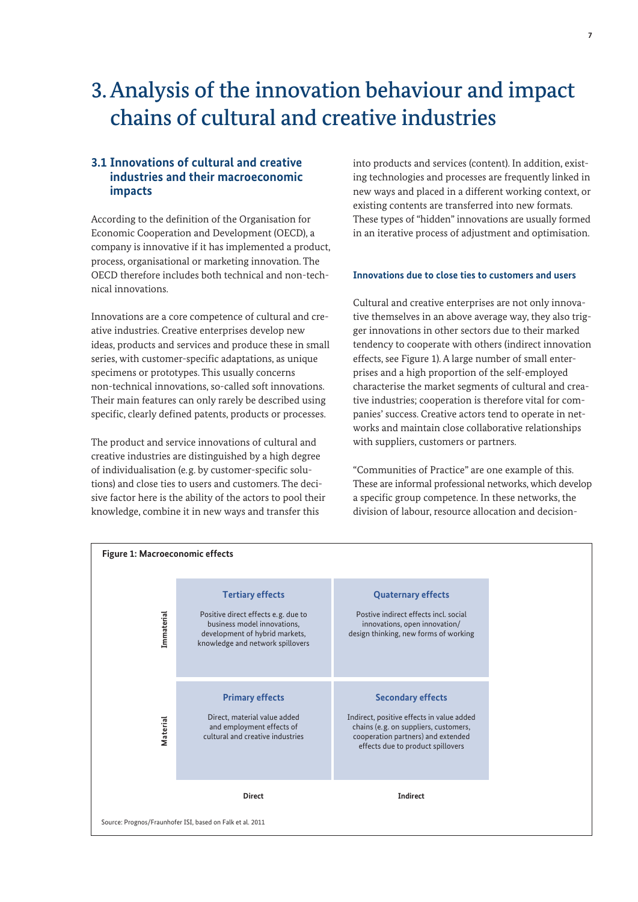# 3. Analysis of the innovation behaviour and impact chains of cultural and creative industries

## 3.1 Innovations of cultural and creative industries and their macroeconomic impacts

According to the definition of the Organisation for Economic Cooperation and Development (OECD), a company is innovative if it has implemented a product, process, organisational or marketing innovation. The OECD therefore includes both technical and non-technical innovations.

Innovations are a core competence of cultural and creative industries. Creative enterprises develop new ideas, products and services and produce these in small series, with customer-specific adaptations, as unique specimens or prototypes. This usually concerns non-technical innovations, so-called soft innovations. Their main features can only rarely be described using specific, clearly defined patents, products or processes.

The product and service innovations of cultural and creative industries are distinguished by a high degree of individualisation (e.g. by customer-specific solutions) and close ties to users and customers. The decisive factor here is the ability of the actors to pool their knowledge, combine it in new ways and transfer this into products and services (content). In addition, existing technologies and processes are frequently linked in new ways and placed in a different working context, or existing contents are transferred into new formats. These types of "hidden" innovations are usually formed in an iterative process of adjustment and optimisation.

### Innovations due to close ties to customers and users

Cultural and creative enterprises are not only innovative themselves in an above average way, they also trigger innovations in other sectors due to their marked tendency to cooperate with others (indirect innovation effects, see Figure 1). A large number of small enterprises and a high proportion of the self-employed characterise the market segments of cultural and creative industries; cooperation is therefore vital for companies' success. Creative actors tend to operate in networks and maintain close collaborative relationships with suppliers, customers or partners.

"Communities of Practice" are one example of this. These are informal professional networks, which develop a specific group competence. In these networks, the division of labour, resource allocation and decision-

**Figure 1: Macroeconomic effects**

| | Direct | Indirect |
|---|---|---|
| **Immaterial** | **Tertiary effects**<br>Positive direct effects e.g. due to business model innovations, development of hybrid markets, knowledge and network spillovers | **Quaternary effects**<br>Postive indirect effects incl. social innovations, open innovation/ design thinking, new forms of working |
| **Material** | **Primary effects**<br>Direct, material value added and employment effects of cultural and creative industries | **Secondary effects**<br>Indirect, positive effects in value added chains (e.g. on suppliers, customers, cooperation partners) and extended effects due to product spillovers |

Source: Prognos/Fraunhofer ISI, based on Falk et al. 2011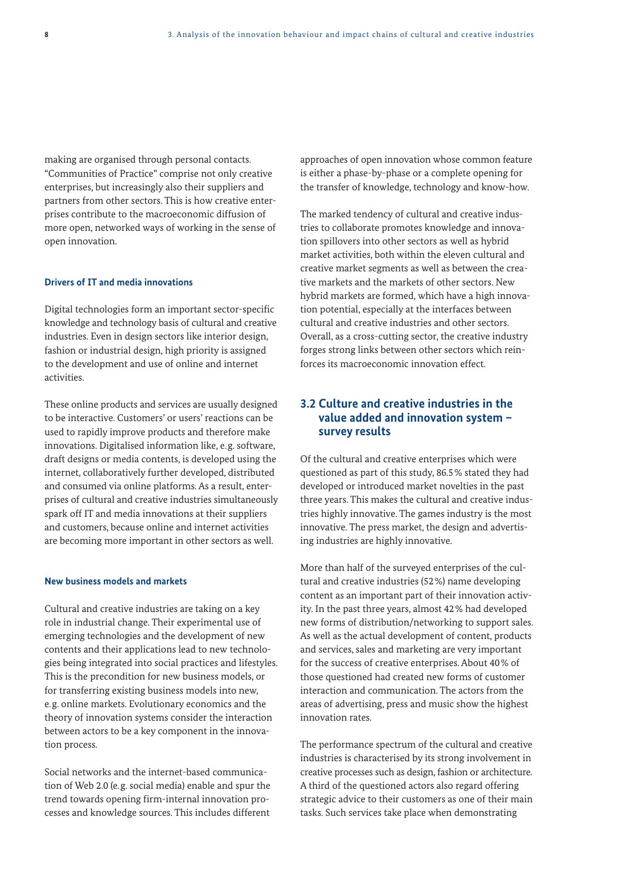making are organised through personal contacts. “Communities of Practice” comprise not only creative enterprises, but increasingly also their suppliers and partners from other sectors. This is how creative enterprises contribute to the macroeconomic diffusion of more open, networked ways of working in the sense of open innovation.

#### Drivers of IT and media innovations

Digital technologies form an important sector-specific knowledge and technology basis of cultural and creative industries. Even in design sectors like interior design, fashion or industrial design, high priority is assigned to the development and use of online and internet activities.

These online products and services are usually designed to be interactive. Customers’ or users’ reactions can be used to rapidly improve products and therefore make innovations. Digitalised information like, e.g. software, draft designs or media contents, is developed using the internet, collaboratively further developed, distributed and consumed via online platforms. As a result, enterprises of cultural and creative industries simultaneously spark off IT and media innovations at their suppliers and customers, because online and internet activities are becoming more important in other sectors as well.

#### New business models and markets

Cultural and creative industries are taking on a key role in industrial change. Their experimental use of emerging technologies and the development of new contents and their applications lead to new technologies being integrated into social practices and lifestyles. This is the precondition for new business models, or for transferring existing business models into new, e.g. online markets. Evolutionary economics and the theory of innovation systems consider the interaction between actors to be a key component in the innovation process.

Social networks and the internet-based communication of Web 2.0 (e.g. social media) enable and spur the trend towards opening firm-internal innovation processes and knowledge sources. This includes different approaches of open innovation whose common feature is either a phase-by-phase or a complete opening for the transfer of knowledge, technology and know-how.

The marked tendency of cultural and creative industries to collaborate promotes knowledge and innovation spillovers into other sectors as well as hybrid market activities, both within the eleven cultural and creative market segments as well as between the creative markets and the markets of other sectors. New hybrid markets are formed, which have a high innovation potential, especially at the interfaces between cultural and creative industries and other sectors. Overall, as a cross-cutting sector, the creative industry forges strong links between other sectors which reinforces its macroeconomic innovation effect.

## 3.2 Culture and creative industries in the value added and innovation system – survey results

Of the cultural and creative enterprises which were questioned as part of this study, 86.5% stated they had developed or introduced market novelties in the past three years. This makes the cultural and creative industries highly innovative. The games industry is the most innovative. The press market, the design and advertising industries are highly innovative.

More than half of the surveyed enterprises of the cultural and creative industries (52%) name developing content as an important part of their innovation activity. In the past three years, almost 42% had developed new forms of distribution/networking to support sales. As well as the actual development of content, products and services, sales and marketing are very important for the success of creative enterprises. About 40% of those questioned had created new forms of customer interaction and communication. The actors from the areas of advertising, press and music show the highest innovation rates.

The performance spectrum of the cultural and creative industries is characterised by its strong involvement in creative processes such as design, fashion or architecture. A third of the questioned actors also regard offering strategic advice to their customers as one of their main tasks. Such services take place when demonstrating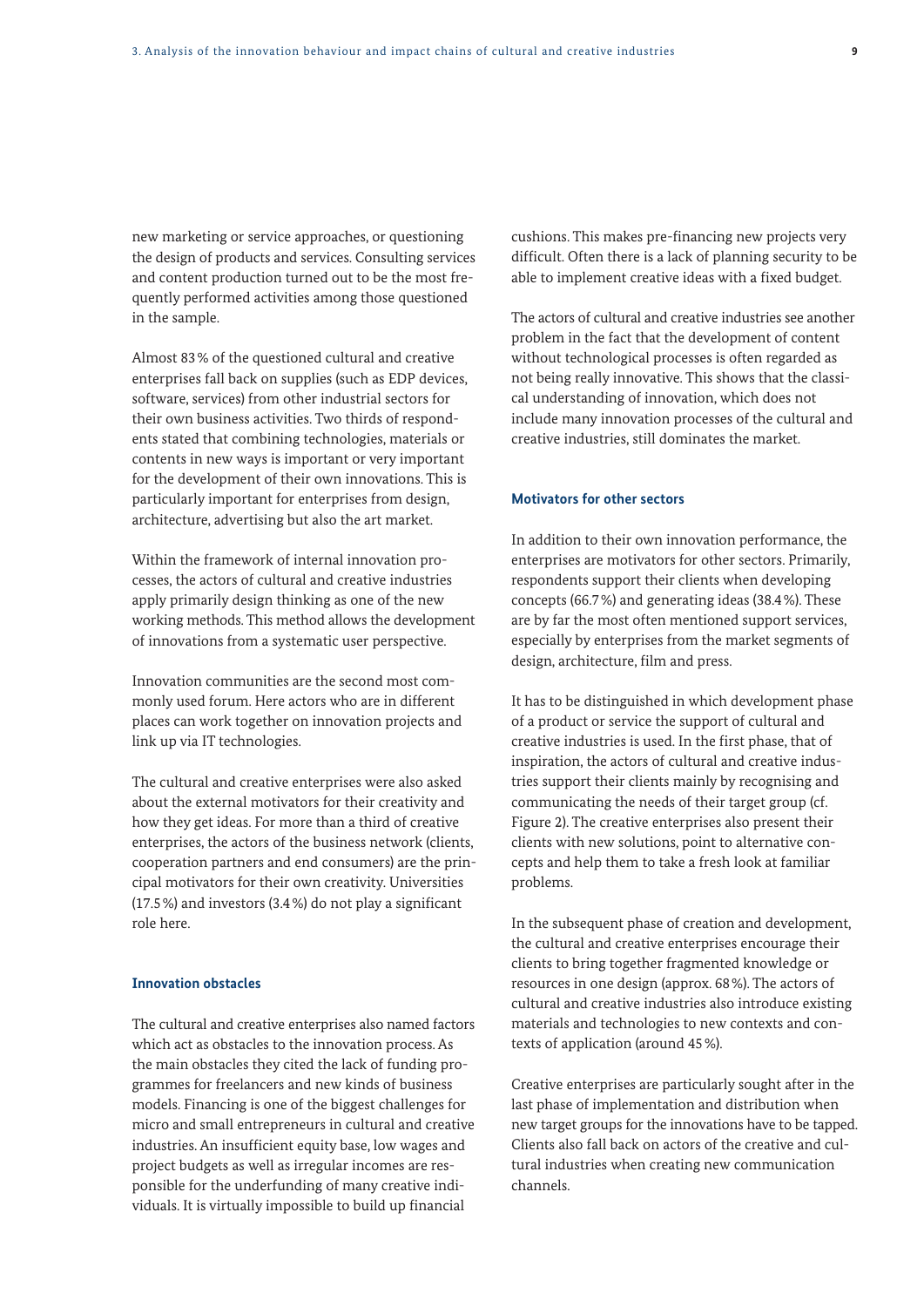new marketing or service approaches, or questioning the design of products and services. Consulting services and content production turned out to be the most frequently performed activities among those questioned in the sample.

Almost 83 % of the questioned cultural and creative enterprises fall back on supplies (such as EDP devices, software, services) from other industrial sectors for their own business activities. Two thirds of respondents stated that combining technologies, materials or contents in new ways is important or very important for the development of their own innovations. This is particularly important for enterprises from design, architecture, advertising but also the art market.

Within the framework of internal innovation processes, the actors of cultural and creative industries apply primarily design thinking as one of the new working methods. This method allows the development of innovations from a systematic user perspective.

Innovation communities are the second most commonly used forum. Here actors who are in different places can work together on innovation projects and link up via IT technologies.

The cultural and creative enterprises were also asked about the external motivators for their creativity and how they get ideas. For more than a third of creative enterprises, the actors of the business network (clients, cooperation partners and end consumers) are the principal motivators for their own creativity. Universities (17.5 %) and investors (3.4 %) do not play a significant role here.

#### Innovation obstacles

The cultural and creative enterprises also named factors which act as obstacles to the innovation process. As the main obstacles they cited the lack of funding programmes for freelancers and new kinds of business models. Financing is one of the biggest challenges for micro and small entrepreneurs in cultural and creative industries. An insufficient equity base, low wages and project budgets as well as irregular incomes are responsible for the underfunding of many creative individuals. It is virtually impossible to build up financial cushions. This makes pre-financing new projects very difficult. Often there is a lack of planning security to be able to implement creative ideas with a fixed budget.

The actors of cultural and creative industries see another problem in the fact that the development of content without technological processes is often regarded as not being really innovative. This shows that the classical understanding of innovation, which does not include many innovation processes of the cultural and creative industries, still dominates the market.

#### Motivators for other sectors

In addition to their own innovation performance, the enterprises are motivators for other sectors. Primarily, respondents support their clients when developing concepts (66.7 %) and generating ideas (38.4 %). These are by far the most often mentioned support services, especially by enterprises from the market segments of design, architecture, film and press.

It has to be distinguished in which development phase of a product or service the support of cultural and creative industries is used. In the first phase, that of inspiration, the actors of cultural and creative industries support their clients mainly by recognising and communicating the needs of their target group (cf. Figure 2). The creative enterprises also present their clients with new solutions, point to alternative concepts and help them to take a fresh look at familiar problems.

In the subsequent phase of creation and development, the cultural and creative enterprises encourage their clients to bring together fragmented knowledge or resources in one design (approx. 68 %). The actors of cultural and creative industries also introduce existing materials and technologies to new contexts and contexts of application (around 45 %).

Creative enterprises are particularly sought after in the last phase of implementation and distribution when new target groups for the innovations have to be tapped. Clients also fall back on actors of the creative and cultural industries when creating new communication channels.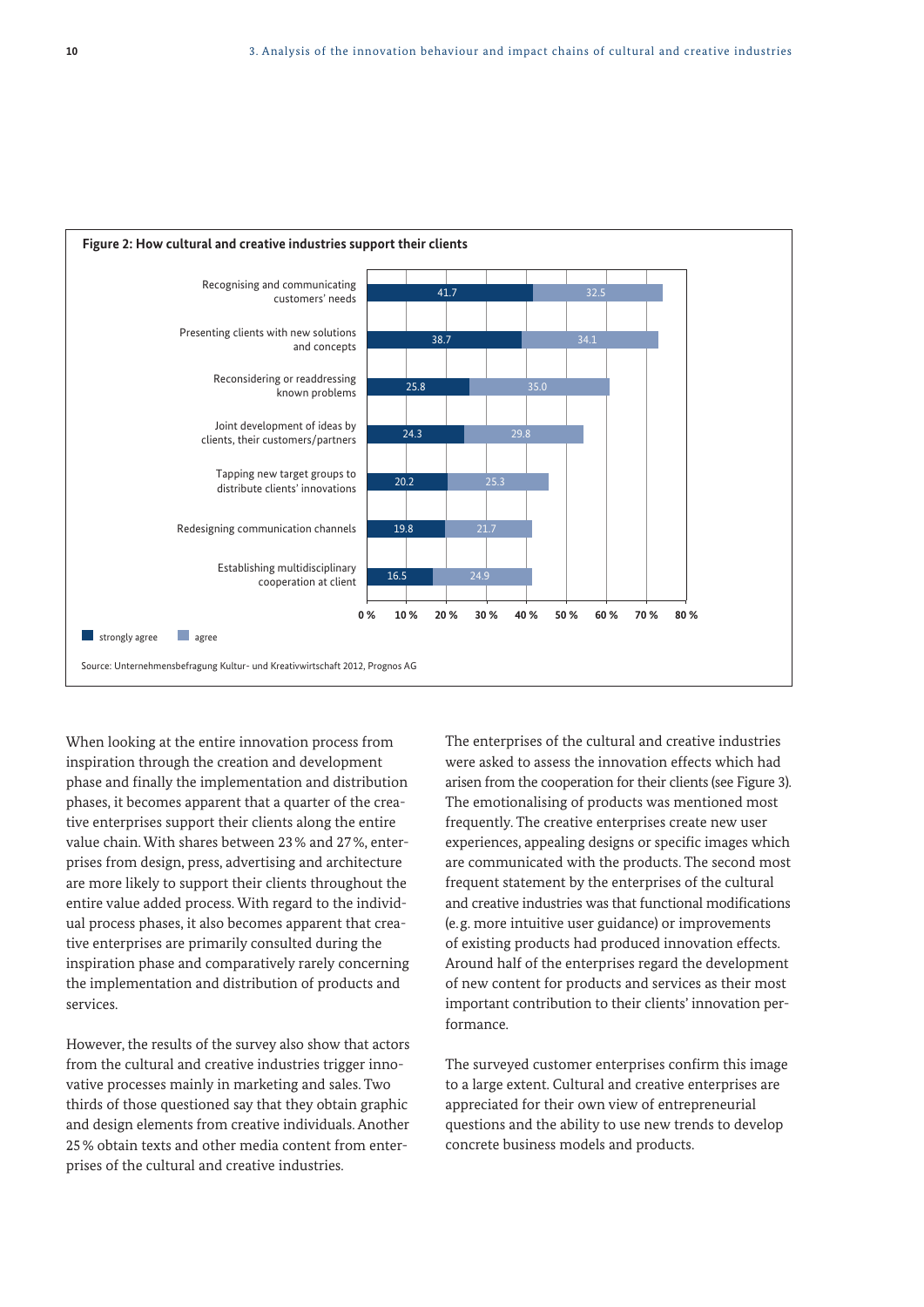**Figure 2: How cultural and creative industries support their clients**

| | strongly agree | agree |
|---|---|---|
| Recognising and communicating customers' needs | 41.7 | 32.5 |
| Presenting clients with new solutions and concepts | 38.7 | 34.1 |
| Reconsidering or readdressing known problems | 25.8 | 35.0 |
| Joint development of ideas by clients, their customers/partners | 24.3 | 29.8 |
| Tapping new target groups to distribute clients' innovations | 20.2 | 25.3 |
| Redesigning communication channels | 19.8 | 21.7 |
| Establishing multidisciplinary cooperation at client | 16.5 | 24.9 |

Source: Unternehmensbefragung Kultur- und Kreativwirtschaft 2012, Prognos AG

When looking at the entire innovation process from inspiration through the creation and development phase and finally the implementation and distribution phases, it becomes apparent that a quarter of the creative enterprises support their clients along the entire value chain. With shares between 23 % and 27 %, enterprises from design, press, advertising and architecture are more likely to support their clients throughout the entire value added process. With regard to the individual process phases, it also becomes apparent that creative enterprises are primarily consulted during the inspiration phase and comparatively rarely concerning the implementation and distribution of products and services.

However, the results of the survey also show that actors from the cultural and creative industries trigger innovative processes mainly in marketing and sales. Two thirds of those questioned say that they obtain graphic and design elements from creative individuals. Another 25 % obtain texts and other media content from enterprises of the cultural and creative industries.

The enterprises of the cultural and creative industries were asked to assess the innovation effects which had arisen from the cooperation for their clients (see Figure 3). The emotionalising of products was mentioned most frequently. The creative enterprises create new user experiences, appealing designs or specific images which are communicated with the products. The second most frequent statement by the enterprises of the cultural and creative industries was that functional modifications (e.g. more intuitive user guidance) or improvements of existing products had produced innovation effects. Around half of the enterprises regard the development of new content for products and services as their most important contribution to their clients' innovation performance.

The surveyed customer enterprises confirm this image to a large extent. Cultural and creative enterprises are appreciated for their own view of entrepreneurial questions and the ability to use new trends to develop concrete business models and products.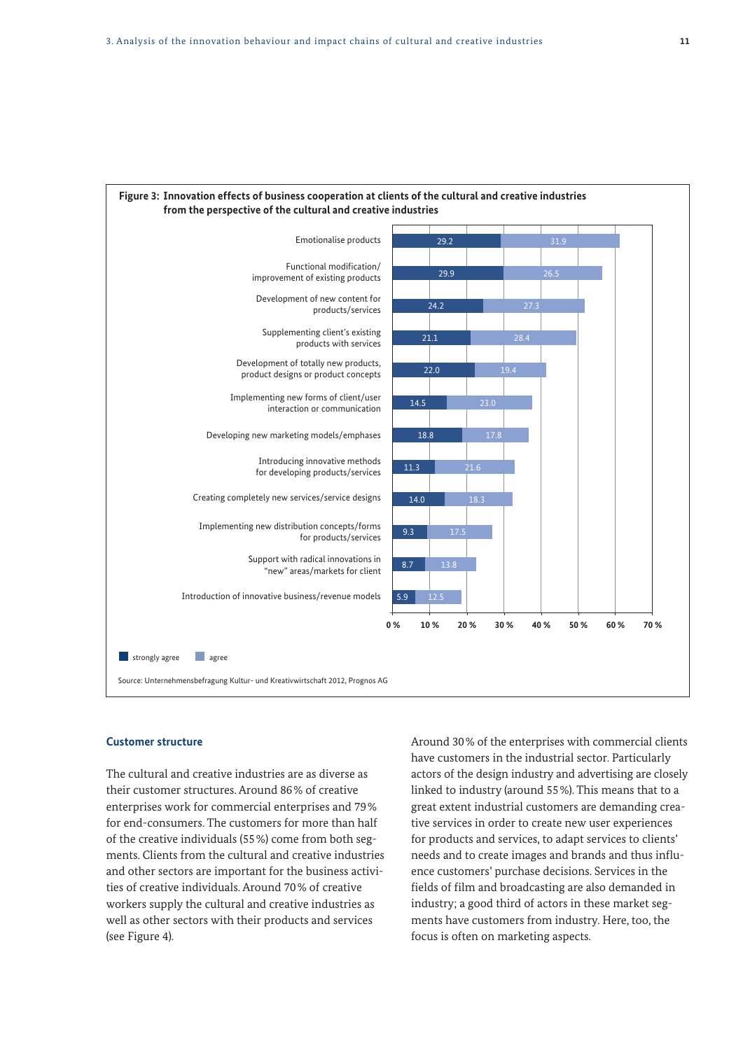**Figure 3: Innovation effects of business cooperation at clients of the cultural and creative industries from the perspective of the cultural and creative industries**

| | strongly agree | agree |
|---|---|---|
| Emotionalise products | 29.2 | 31.9 |
| Functional modification/improvement of existing products | 29.9 | 26.5 |
| Development of new content for products/services | 24.2 | 27.3 |
| Supplementing client's existing products with services | 21.1 | 28.4 |
| Development of totally new products, product designs or product concepts | 22.0 | 19.4 |
| Implementing new forms of client/user interaction or communication | 14.5 | 23.0 |
| Developing new marketing models/emphases | 18.8 | 17.8 |
| Introducing innovative methods for developing products/services | 11.3 | 21.6 |
| Creating completely new services/service designs | 14.0 | 18.3 |
| Implementing new distribution concepts/forms for products/services | 9.3 | 17.5 |
| Support with radical innovations in "new" areas/markets for client | 8.7 | 13.8 |
| Introduction of innovative business/revenue models | 5.9 | 12.5 |

Source: Unternehmensbefragung Kultur- und Kreativwirtschaft 2012, Prognos AG

### Customer structure

The cultural and creative industries are as diverse as their customer structures. Around 86 % of creative enterprises work for commercial enterprises and 79 % for end-consumers. The customers for more than half of the creative individuals (55 %) come from both segments. Clients from the cultural and creative industries and other sectors are important for the business activities of creative individuals. Around 70 % of creative workers supply the cultural and creative industries as well as other sectors with their products and services (see Figure 4).

Around 30 % of the enterprises with commercial clients have customers in the industrial sector. Particularly actors of the design industry and advertising are closely linked to industry (around 55 %). This means that to a great extent industrial customers are demanding creative services in order to create new user experiences for products and services, to adapt services to clients' needs and to create images and brands and thus influence customers' purchase decisions. Services in the fields of film and broadcasting are also demanded in industry; a good third of actors in these market segments have customers from industry. Here, too, the focus is often on marketing aspects.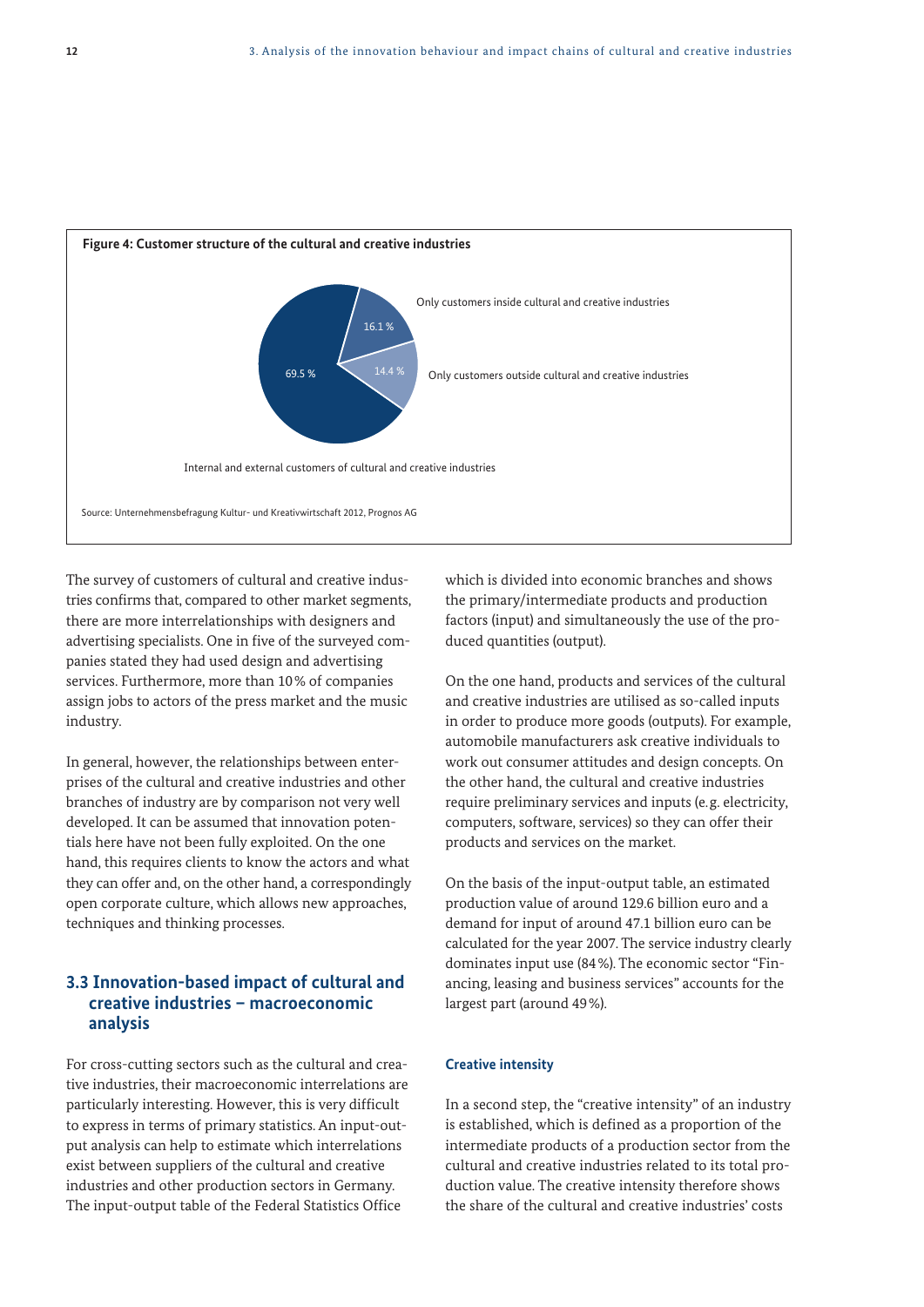**Figure 4: Customer structure of the cultural and creative industries**

| Customer group | Share |
| --- | --- |
| Only customers inside cultural and creative industries | 16.1 % |
| Only customers outside cultural and creative industries | 14.4 % |
| Internal and external customers of cultural and creative industries | 69.5 % |

Source: Unternehmensbefragung Kultur- und Kreativwirtschaft 2012, Prognos AG

The survey of customers of cultural and creative industries confirms that, compared to other market segments, there are more interrelationships with designers and advertising specialists. One in five of the surveyed companies stated they had used design and advertising services. Furthermore, more than 10% of companies assign jobs to actors of the press market and the music industry.

In general, however, the relationships between enterprises of the cultural and creative industries and other branches of industry are by comparison not very well developed. It can be assumed that innovation potentials here have not been fully exploited. On the one hand, this requires clients to know the actors and what they can offer and, on the other hand, a correspondingly open corporate culture, which allows new approaches, techniques and thinking processes.

## 3.3 Innovation-based impact of cultural and creative industries – macroeconomic analysis

For cross-cutting sectors such as the cultural and creative industries, their macroeconomic interrelations are particularly interesting. However, this is very difficult to express in terms of primary statistics. An input-output analysis can help to estimate which interrelations exist between suppliers of the cultural and creative industries and other production sectors in Germany. The input-output table of the Federal Statistics Office which is divided into economic branches and shows the primary/intermediate products and production factors (input) and simultaneously the use of the produced quantities (output).

On the one hand, products and services of the cultural and creative industries are utilised as so-called inputs in order to produce more goods (outputs). For example, automobile manufacturers ask creative individuals to work out consumer attitudes and design concepts. On the other hand, the cultural and creative industries require preliminary services and inputs (e.g. electricity, computers, software, services) so they can offer their products and services on the market.

On the basis of the input-output table, an estimated production value of around 129.6 billion euro and a demand for input of around 47.1 billion euro can be calculated for the year 2007. The service industry clearly dominates input use (84%). The economic sector "Financing, leasing and business services" accounts for the largest part (around 49%).

### Creative intensity

In a second step, the "creative intensity" of an industry is established, which is defined as a proportion of the intermediate products of a production sector from the cultural and creative industries related to its total production value. The creative intensity therefore shows the share of the cultural and creative industries' costs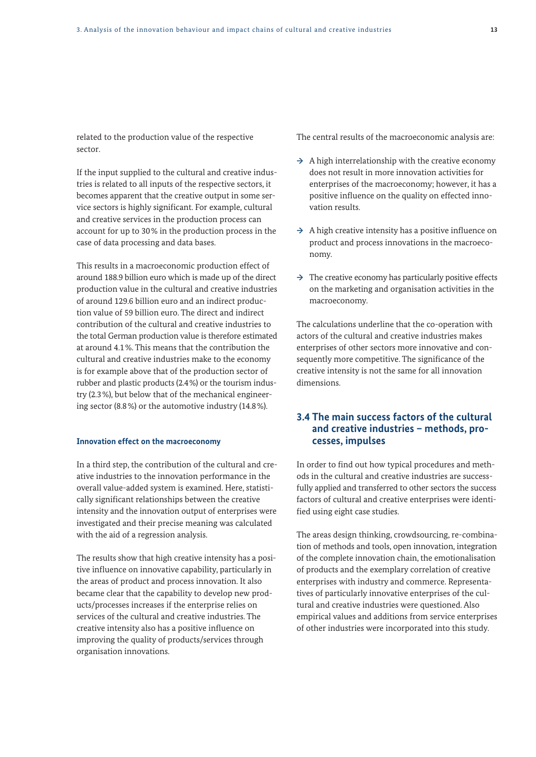related to the production value of the respective sector.

If the input supplied to the cultural and creative industries is related to all inputs of the respective sectors, it becomes apparent that the creative output in some service sectors is highly significant. For example, cultural and creative services in the production process can account for up to 30% in the production process in the case of data processing and data bases.

This results in a macroeconomic production effect of around 188.9 billion euro which is made up of the direct production value in the cultural and creative industries of around 129.6 billion euro and an indirect production value of 59 billion euro. The direct and indirect contribution of the cultural and creative industries to the total German production value is therefore estimated at around 4.1%. This means that the contribution the cultural and creative industries make to the economy is for example above that of the production sector of rubber and plastic products (2.4%) or the tourism industry (2.3%), but below that of the mechanical engineering sector (8.8%) or the automotive industry (14.8%).

#### Innovation effect on the macroeconomy

In a third step, the contribution of the cultural and creative industries to the innovation performance in the overall value-added system is examined. Here, statistically significant relationships between the creative intensity and the innovation output of enterprises were investigated and their precise meaning was calculated with the aid of a regression analysis.

The results show that high creative intensity has a positive influence on innovative capability, particularly in the areas of product and process innovation. It also became clear that the capability to develop new products/processes increases if the enterprise relies on services of the cultural and creative industries. The creative intensity also has a positive influence on improving the quality of products/services through organisation innovations.

The central results of the macroeconomic analysis are:

- → A high interrelationship with the creative economy does not result in more innovation activities for enterprises of the macroeconomy; however, it has a positive influence on the quality on effected innovation results.
- → A high creative intensity has a positive influence on product and process innovations in the macroeconomy.
- → The creative economy has particularly positive effects on the marketing and organisation activities in the macroeconomy.

The calculations underline that the co-operation with actors of the cultural and creative industries makes enterprises of other sectors more innovative and consequently more competitive. The significance of the creative intensity is not the same for all innovation dimensions.

## 3.4 The main success factors of the cultural and creative industries – methods, processes, impulses

In order to find out how typical procedures and methods in the cultural and creative industries are successfully applied and transferred to other sectors the success factors of cultural and creative enterprises were identified using eight case studies.

The areas design thinking, crowdsourcing, re-combination of methods and tools, open innovation, integration of the complete innovation chain, the emotionalisation of products and the exemplary correlation of creative enterprises with industry and commerce. Representatives of particularly innovative enterprises of the cultural and creative industries were questioned. Also empirical values and additions from service enterprises of other industries were incorporated into this study.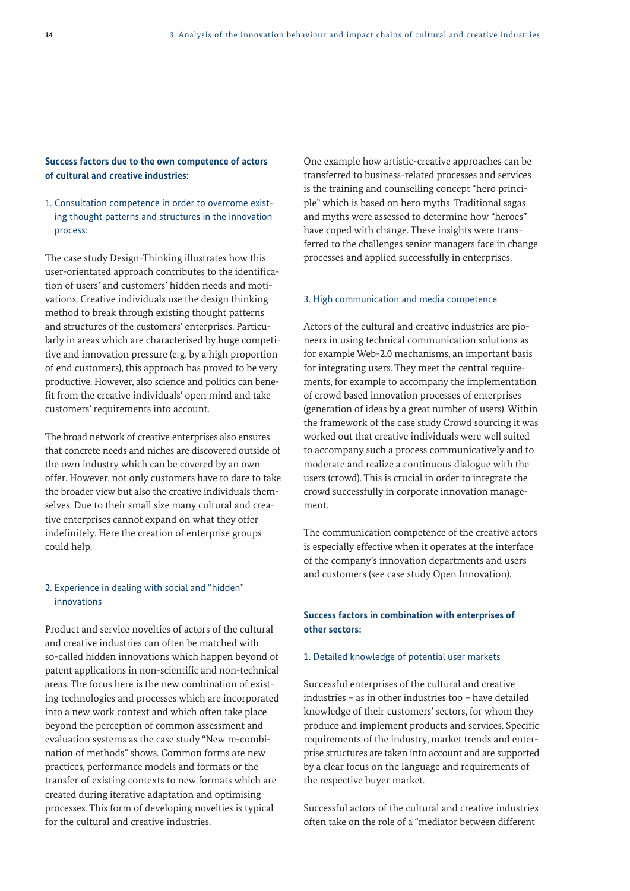**Success factors due to the own competence of actors of cultural and creative industries:**

1. Consultation competence in order to overcome existing thought patterns and structures in the innovation process:

The case study Design-Thinking illustrates how this user-orientated approach contributes to the identification of users' and customers' hidden needs and motivations. Creative individuals use the design thinking method to break through existing thought patterns and structures of the customers' enterprises. Particularly in areas which are characterised by huge competitive and innovation pressure (e.g. by a high proportion of end customers), this approach has proved to be very productive. However, also science and politics can benefit from the creative individuals' open mind and take customers' requirements into account.

The broad network of creative enterprises also ensures that concrete needs and niches are discovered outside of the own industry which can be covered by an own offer. However, not only customers have to dare to take the broader view but also the creative individuals themselves. Due to their small size many cultural and creative enterprises cannot expand on what they offer indefinitely. Here the creation of enterprise groups could help.

2. Experience in dealing with social and "hidden" innovations

Product and service novelties of actors of the cultural and creative industries can often be matched with so-called hidden innovations which happen beyond of patent applications in non-scientific and non-technical areas. The focus here is the new combination of existing technologies and processes which are incorporated into a new work context and which often take place beyond the perception of common assessment and evaluation systems as the case study "New re-combination of methods" shows. Common forms are new practices, performance models and formats or the transfer of existing contexts to new formats which are created during iterative adaptation and optimising processes. This form of developing novelties is typical for the cultural and creative industries.

One example how artistic-creative approaches can be transferred to business-related processes and services is the training and counselling concept "hero principle" which is based on hero myths. Traditional sagas and myths were assessed to determine how "heroes" have coped with change. These insights were transferred to the challenges senior managers face in change processes and applied successfully in enterprises.

3. High communication and media competence

Actors of the cultural and creative industries are pioneers in using technical communication solutions as for example Web-2.0 mechanisms, an important basis for integrating users. They meet the central requirements, for example to accompany the implementation of crowd based innovation processes of enterprises (generation of ideas by a great number of users). Within the framework of the case study Crowd sourcing it was worked out that creative individuals were well suited to accompany such a process communicatively and to moderate and realize a continuous dialogue with the users (crowd). This is crucial in order to integrate the crowd successfully in corporate innovation management.

The communication competence of the creative actors is especially effective when it operates at the interface of the company's innovation departments and users and customers (see case study Open Innovation).

**Success factors in combination with enterprises of other sectors:**

1. Detailed knowledge of potential user markets

Successful enterprises of the cultural and creative industries – as in other industries too – have detailed knowledge of their customers' sectors, for whom they produce and implement products and services. Specific requirements of the industry, market trends and enterprise structures are taken into account and are supported by a clear focus on the language and requirements of the respective buyer market.

Successful actors of the cultural and creative industries often take on the role of a "mediator between different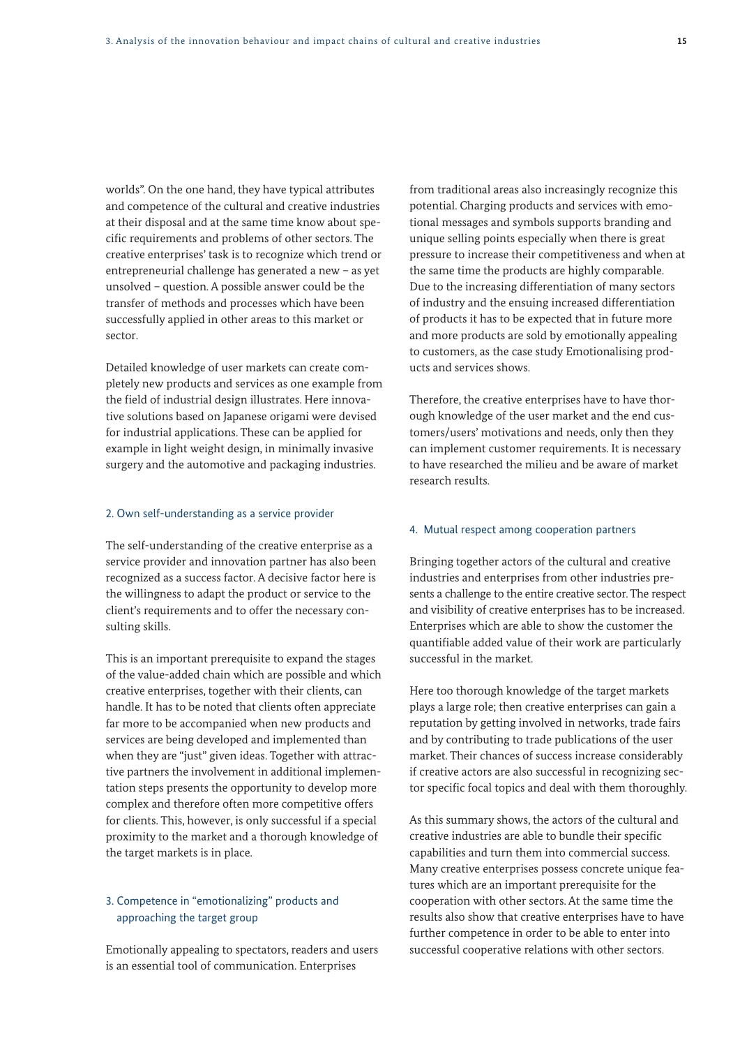worlds". On the one hand, they have typical attributes and competence of the cultural and creative industries at their disposal and at the same time know about specific requirements and problems of other sectors. The creative enterprises' task is to recognize which trend or entrepreneurial challenge has generated a new – as yet unsolved – question. A possible answer could be the transfer of methods and processes which have been successfully applied in other areas to this market or sector.

Detailed knowledge of user markets can create completely new products and services as one example from the field of industrial design illustrates. Here innovative solutions based on Japanese origami were devised for industrial applications. These can be applied for example in light weight design, in minimally invasive surgery and the automotive and packaging industries.

### 2. Own self-understanding as a service provider

The self-understanding of the creative enterprise as a service provider and innovation partner has also been recognized as a success factor. A decisive factor here is the willingness to adapt the product or service to the client's requirements and to offer the necessary consulting skills.

This is an important prerequisite to expand the stages of the value-added chain which are possible and which creative enterprises, together with their clients, can handle. It has to be noted that clients often appreciate far more to be accompanied when new products and services are being developed and implemented than when they are "just" given ideas. Together with attractive partners the involvement in additional implementation steps presents the opportunity to develop more complex and therefore often more competitive offers for clients. This, however, is only successful if a special proximity to the market and a thorough knowledge of the target markets is in place.

### 3. Competence in "emotionalizing" products and approaching the target group

Emotionally appealing to spectators, readers and users is an essential tool of communication. Enterprises from traditional areas also increasingly recognize this potential. Charging products and services with emotional messages and symbols supports branding and unique selling points especially when there is great pressure to increase their competitiveness and when at the same time the products are highly comparable. Due to the increasing differentiation of many sectors of industry and the ensuing increased differentiation of products it has to be expected that in future more and more products are sold by emotionally appealing to customers, as the case study Emotionalising products and services shows.

Therefore, the creative enterprises have to have thorough knowledge of the user market and the end customers/users' motivations and needs, only then they can implement customer requirements. It is necessary to have researched the milieu and be aware of market research results.

### 4. Mutual respect among cooperation partners

Bringing together actors of the cultural and creative industries and enterprises from other industries presents a challenge to the entire creative sector. The respect and visibility of creative enterprises has to be increased. Enterprises which are able to show the customer the quantifiable added value of their work are particularly successful in the market.

Here too thorough knowledge of the target markets plays a large role; then creative enterprises can gain a reputation by getting involved in networks, trade fairs and by contributing to trade publications of the user market. Their chances of success increase considerably if creative actors are also successful in recognizing sector specific focal topics and deal with them thoroughly.

As this summary shows, the actors of the cultural and creative industries are able to bundle their specific capabilities and turn them into commercial success. Many creative enterprises possess concrete unique features which are an important prerequisite for the cooperation with other sectors. At the same time the results also show that creative enterprises have to have further competence in order to be able to enter into successful cooperative relations with other sectors.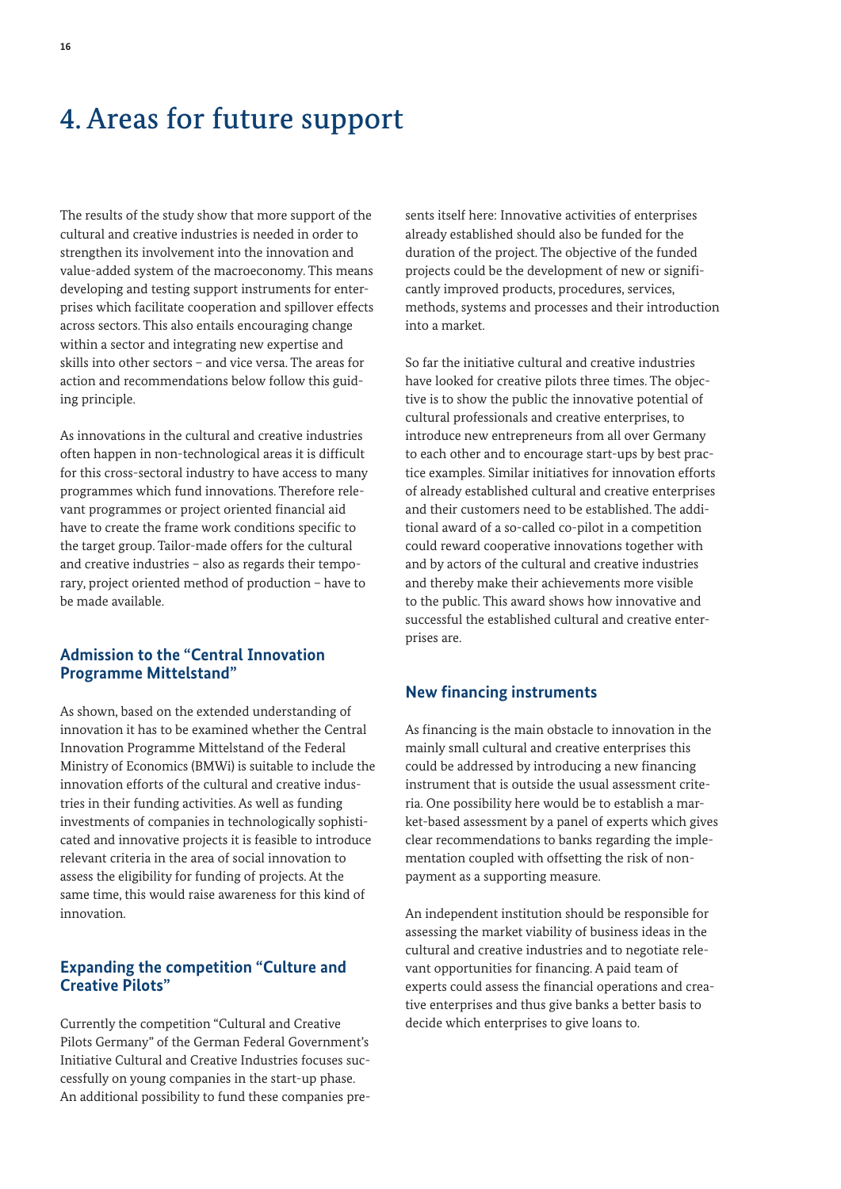# 4. Areas for future support

The results of the study show that more support of the cultural and creative industries is needed in order to strengthen its involvement into the innovation and value-added system of the macroeconomy. This means developing and testing support instruments for enterprises which facilitate cooperation and spillover effects across sectors. This also entails encouraging change within a sector and integrating new expertise and skills into other sectors – and vice versa. The areas for action and recommendations below follow this guiding principle.

As innovations in the cultural and creative industries often happen in non-technological areas it is difficult for this cross-sectoral industry to have access to many programmes which fund innovations. Therefore relevant programmes or project oriented financial aid have to create the frame work conditions specific to the target group. Tailor-made offers for the cultural and creative industries – also as regards their temporary, project oriented method of production – have to be made available.

### Admission to the "Central Innovation Programme Mittelstand"

As shown, based on the extended understanding of innovation it has to be examined whether the Central Innovation Programme Mittelstand of the Federal Ministry of Economics (BMWi) is suitable to include the innovation efforts of the cultural and creative industries in their funding activities. As well as funding investments of companies in technologically sophisticated and innovative projects it is feasible to introduce relevant criteria in the area of social innovation to assess the eligibility for funding of projects. At the same time, this would raise awareness for this kind of innovation.

### Expanding the competition "Culture and Creative Pilots"

Currently the competition "Cultural and Creative Pilots Germany" of the German Federal Government's Initiative Cultural and Creative Industries focuses successfully on young companies in the start-up phase. An additional possibility to fund these companies presents itself here: Innovative activities of enterprises already established should also be funded for the duration of the project. The objective of the funded projects could be the development of new or significantly improved products, procedures, services, methods, systems and processes and their introduction into a market.

So far the initiative cultural and creative industries have looked for creative pilots three times. The objective is to show the public the innovative potential of cultural professionals and creative enterprises, to introduce new entrepreneurs from all over Germany to each other and to encourage start-ups by best practice examples. Similar initiatives for innovation efforts of already established cultural and creative enterprises and their customers need to be established. The additional award of a so-called co-pilot in a competition could reward cooperative innovations together with and by actors of the cultural and creative industries and thereby make their achievements more visible to the public. This award shows how innovative and successful the established cultural and creative enterprises are.

### New financing instruments

As financing is the main obstacle to innovation in the mainly small cultural and creative enterprises this could be addressed by introducing a new financing instrument that is outside the usual assessment criteria. One possibility here would be to establish a market-based assessment by a panel of experts which gives clear recommendations to banks regarding the implementation coupled with offsetting the risk of non-payment as a supporting measure.

An independent institution should be responsible for assessing the market viability of business ideas in the cultural and creative industries and to negotiate relevant opportunities for financing. A paid team of experts could assess the financial operations and creative enterprises and thus give banks a better basis to decide which enterprises to give loans to.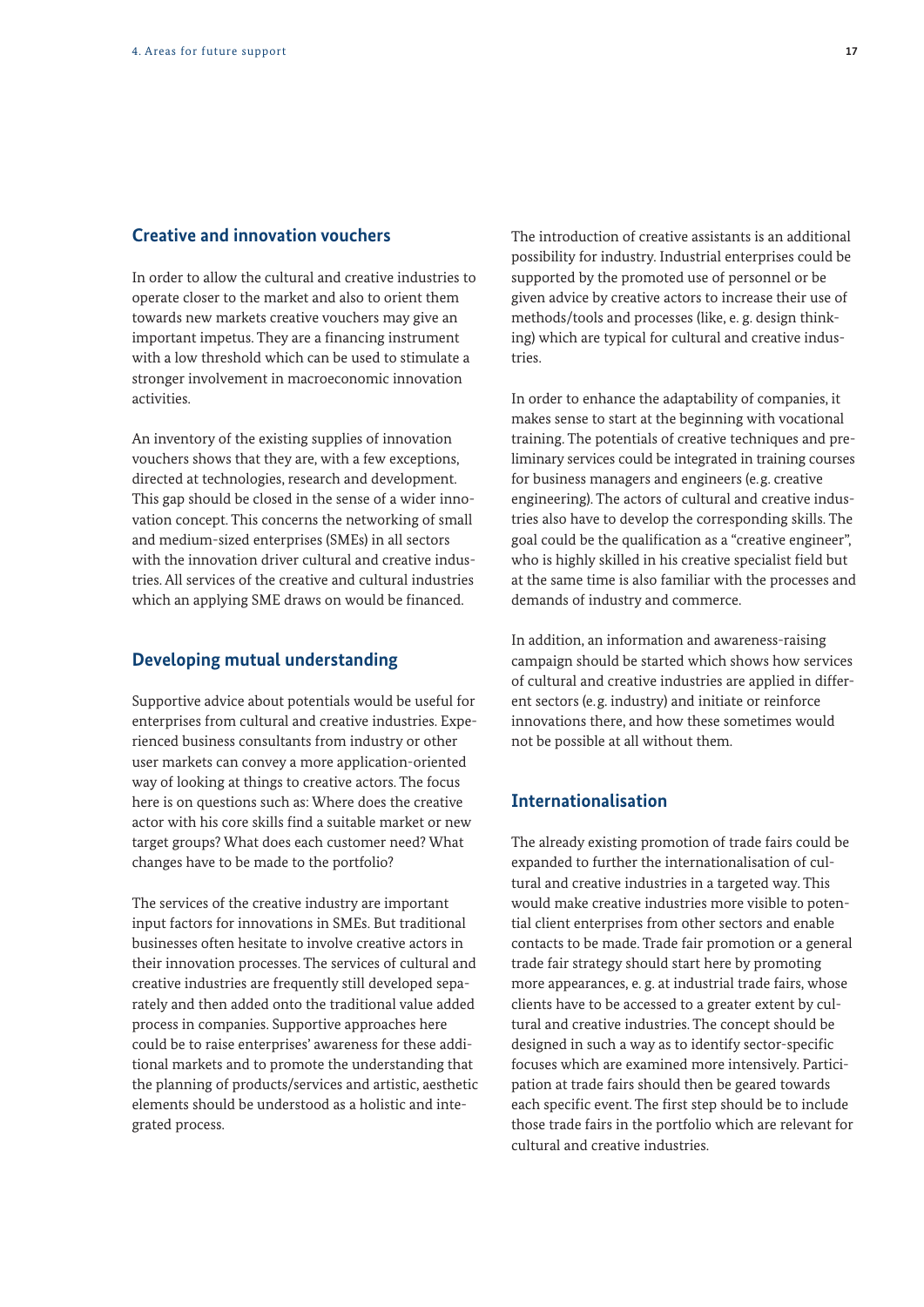## Creative and innovation vouchers

In order to allow the cultural and creative industries to operate closer to the market and also to orient them towards new markets creative vouchers may give an important impetus. They are a financing instrument with a low threshold which can be used to stimulate a stronger involvement in macroeconomic innovation activities.

An inventory of the existing supplies of innovation vouchers shows that they are, with a few exceptions, directed at technologies, research and development. This gap should be closed in the sense of a wider innovation concept. This concerns the networking of small and medium-sized enterprises (SMEs) in all sectors with the innovation driver cultural and creative industries. All services of the creative and cultural industries which an applying SME draws on would be financed.

## Developing mutual understanding

Supportive advice about potentials would be useful for enterprises from cultural and creative industries. Experienced business consultants from industry or other user markets can convey a more application-oriented way of looking at things to creative actors. The focus here is on questions such as: Where does the creative actor with his core skills find a suitable market or new target groups? What does each customer need? What changes have to be made to the portfolio?

The services of the creative industry are important input factors for innovations in SMEs. But traditional businesses often hesitate to involve creative actors in their innovation processes. The services of cultural and creative industries are frequently still developed separately and then added onto the traditional value added process in companies. Supportive approaches here could be to raise enterprises' awareness for these additional markets and to promote the understanding that the planning of products/services and artistic, aesthetic elements should be understood as a holistic and integrated process.

The introduction of creative assistants is an additional possibility for industry. Industrial enterprises could be supported by the promoted use of personnel or be given advice by creative actors to increase their use of methods/tools and processes (like, e. g. design thinking) which are typical for cultural and creative industries.

In order to enhance the adaptability of companies, it makes sense to start at the beginning with vocational training. The potentials of creative techniques and preliminary services could be integrated in training courses for business managers and engineers (e. g. creative engineering). The actors of cultural and creative industries also have to develop the corresponding skills. The goal could be the qualification as a "creative engineer", who is highly skilled in his creative specialist field but at the same time is also familiar with the processes and demands of industry and commerce.

In addition, an information and awareness-raising campaign should be started which shows how services of cultural and creative industries are applied in different sectors (e. g. industry) and initiate or reinforce innovations there, and how these sometimes would not be possible at all without them.

## Internationalisation

The already existing promotion of trade fairs could be expanded to further the internationalisation of cultural and creative industries in a targeted way. This would make creative industries more visible to potential client enterprises from other sectors and enable contacts to be made. Trade fair promotion or a general trade fair strategy should start here by promoting more appearances, e. g. at industrial trade fairs, whose clients have to be accessed to a greater extent by cultural and creative industries. The concept should be designed in such a way as to identify sector-specific focuses which are examined more intensively. Participation at trade fairs should then be geared towards each specific event. The first step should be to include those trade fairs in the portfolio which are relevant for cultural and creative industries.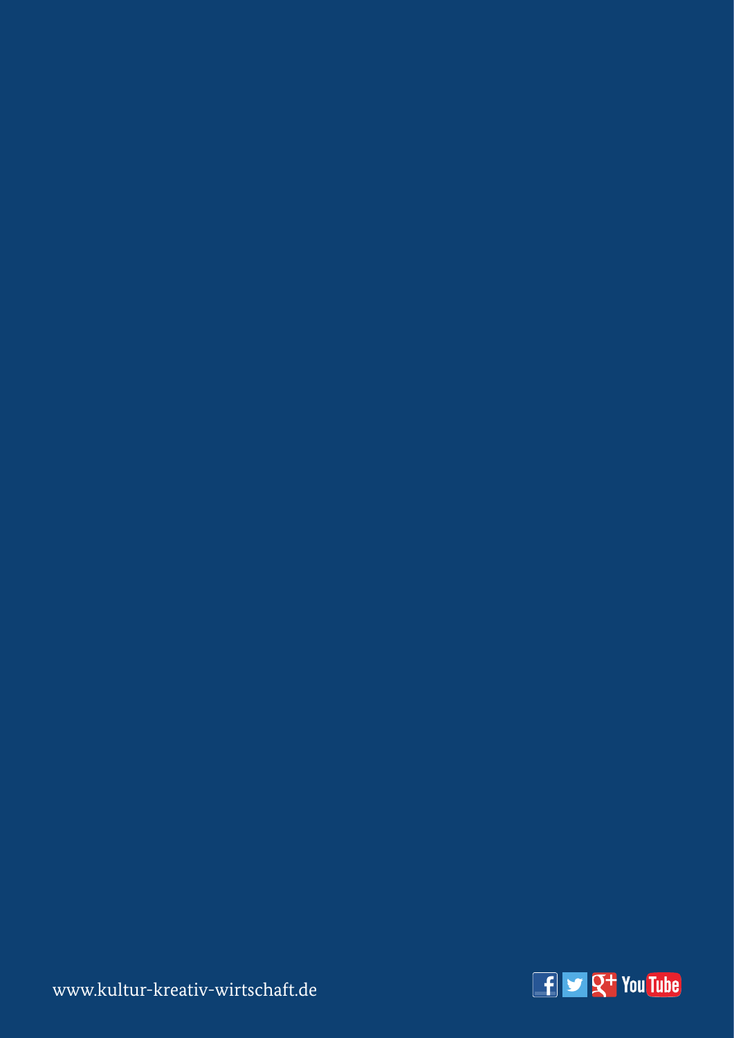www.kultur-kreativ-wirtschaft.de